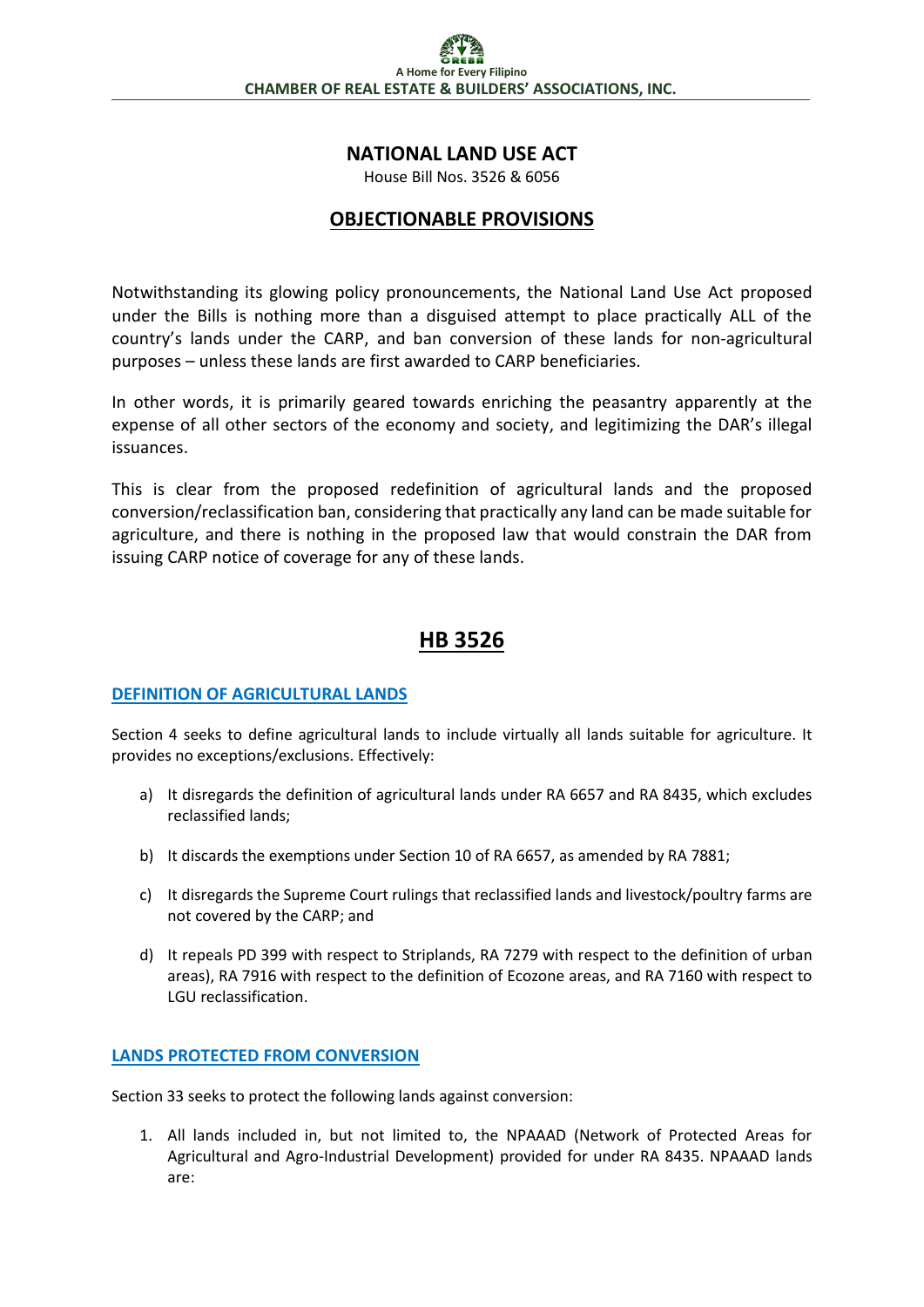A Home for Every Filipino

CHAMBER OF REAL ESTATE & BUILDERS' ASSOCIATIONS, INC.

# NATIONAL LAND USE ACT

House Bill Nos. 3526 & 6056

## OBJECTIONABLE PROVISIONS

Notwithstanding its glowing policy pronouncements, the National Land Use Act proposed under the Bills is nothing more than a disguised attempt to place practically ALL of the country's lands under the CARP, and ban conversion of these lands for non-agricultural purposes – unless these lands are first awarded to CARP beneficiaries.

In other words, it is primarily geared towards enriching the peasantry apparently at the expense of all other sectors of the economy and society, and legitimizing the DAR's illegal issuances.

This is clear from the proposed redefinition of agricultural lands and the proposed conversion/reclassification ban, considering that practically any land can be made suitable for agriculture, and there is nothing in the proposed law that would constrain the DAR from issuing CARP notice of coverage for any of these lands.

## HB 3526

### DEFINITION OF AGRICULTURAL LANDS

Section 4 seeks to define agricultural lands to include virtually all lands suitable for agriculture. It provides no exceptions/exclusions. Effectively:

a) It disregards the definition of agricultural lands under RA 6657 and RA 8435, which excludes reclassified lands;

b) It discards the exemptions under Section 10 of RA 6657, as amended by RA 7881;

c) It disregards the Supreme Court rulings that reclassified lands and livestock/poultry farms are not covered by the CARP; and

d) It repeals PD 399 with respect to Striplands, RA 7279 with respect to the definition of urban areas), RA 7916 with respect to the definition of Ecozone areas, and RA 7160 with respect to LGU reclassification.

### LANDS PROTECTED FROM CONVERSION

Section 33 seeks to protect the following lands against conversion:

1. All lands included in, but not limited to, the NPAAAD (Network of Protected Areas for Agricultural and Agro-Industrial Development) provided for under RA 8435. NPAAAD lands are: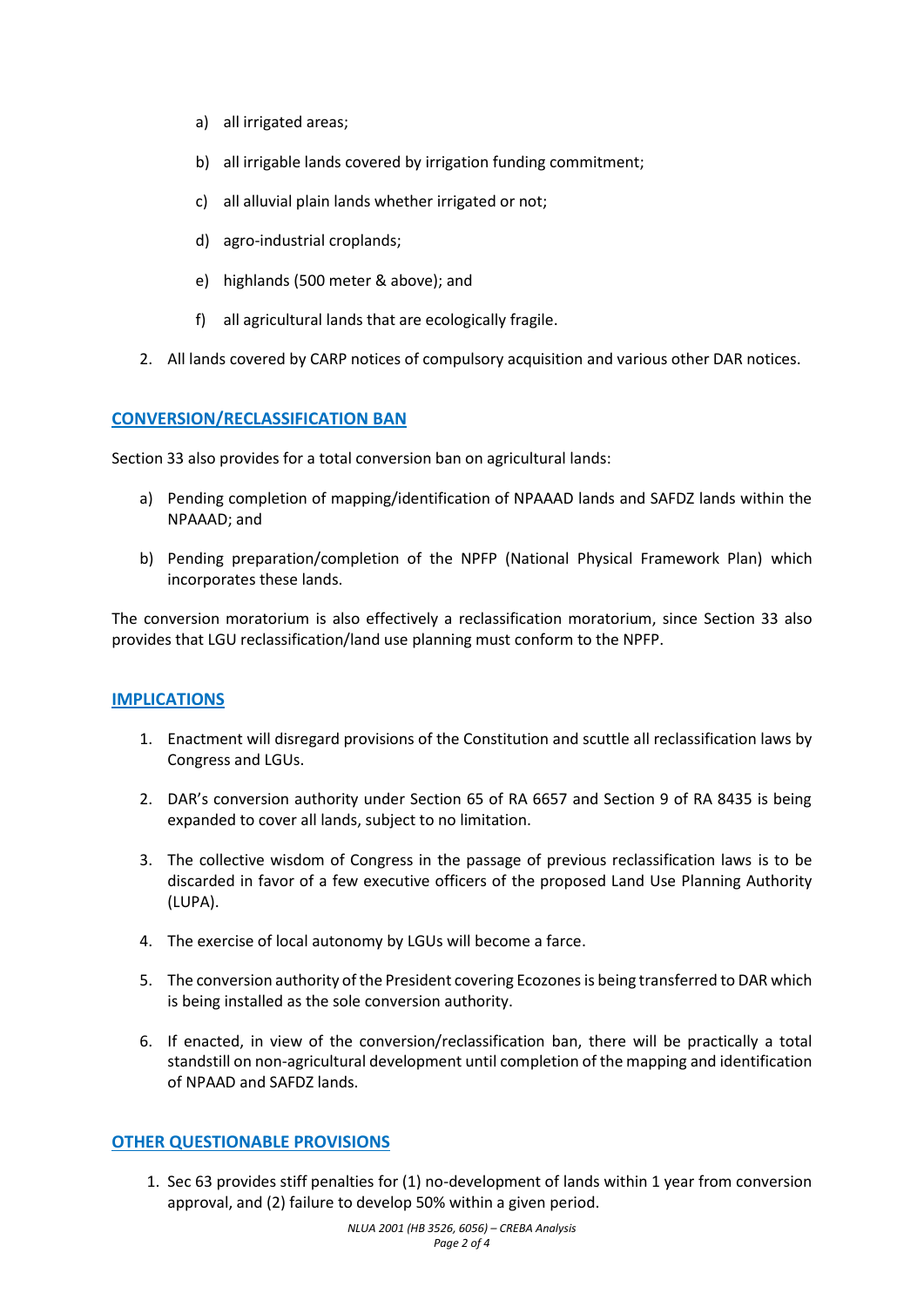a) all irrigated areas;

b) all irrigable lands covered by irrigation funding commitment;

c) all alluvial plain lands whether irrigated or not;

d) agro-industrial croplands;

e) highlands (500 meter & above); and

f) all agricultural lands that are ecologically fragile.

2. All lands covered by CARP notices of compulsory acquisition and various other DAR notices.

## CONVERSION/RECLASSIFICATION BAN

Section 33 also provides for a total conversion ban on agricultural lands:

a) Pending completion of mapping/identification of NPAAAD lands and SAFDZ lands within the NPAAAD; and

b) Pending preparation/completion of the NPFP (National Physical Framework Plan) which incorporates these lands.

The conversion moratorium is also effectively a reclassification moratorium, since Section 33 also provides that LGU reclassification/land use planning must conform to the NPFP.

## IMPLICATIONS

1. Enactment will disregard provisions of the Constitution and scuttle all reclassification laws by Congress and LGUs.
2. DAR's conversion authority under Section 65 of RA 6657 and Section 9 of RA 8435 is being expanded to cover all lands, subject to no limitation.
3. The collective wisdom of Congress in the passage of previous reclassification laws is to be discarded in favor of a few executive officers of the proposed Land Use Planning Authority (LUPA).
4. The exercise of local autonomy by LGUs will become a farce.
5. The conversion authority of the President covering Ecozones is being transferred to DAR which is being installed as the sole conversion authority.
6. If enacted, in view of the conversion/reclassification ban, there will be practically a total standstill on non-agricultural development until completion of the mapping and identification of NPAAD and SAFDZ lands.

## OTHER QUESTIONABLE PROVISIONS

1. Sec 63 provides stiff penalties for (1) no-development of lands within 1 year from conversion approval, and (2) failure to develop 50% within a given period.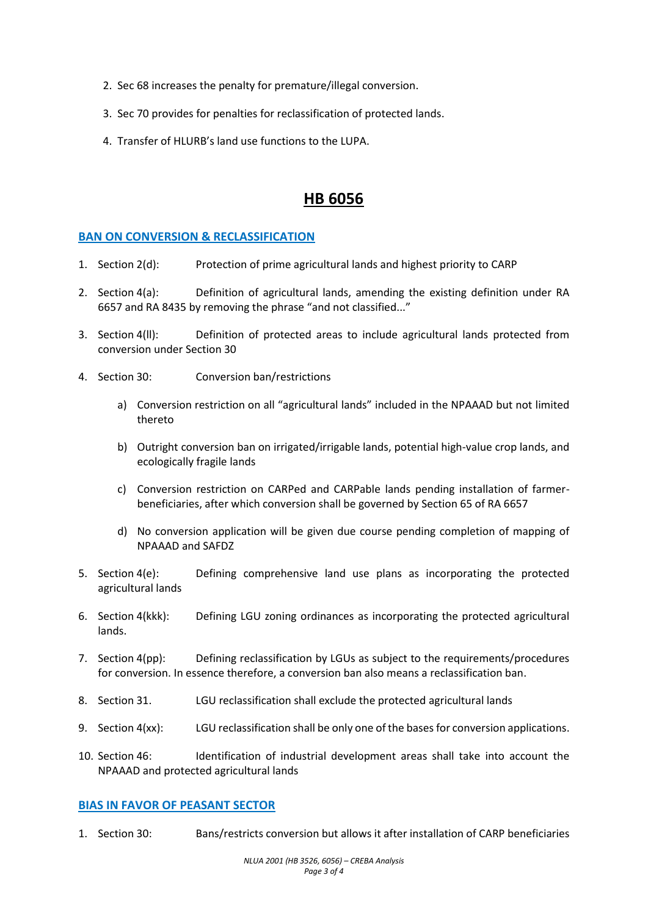2. Sec 68 increases the penalty for premature/illegal conversion.

3. Sec 70 provides for penalties for reclassification of protected lands.

4. Transfer of HLURB's land use functions to the LUPA.

# HB 6056

## BAN ON CONVERSION & RECLASSIFICATION

1. Section 2(d): Protection of prime agricultural lands and highest priority to CARP

2. Section 4(a): Definition of agricultural lands, amending the existing definition under RA 6657 and RA 8435 by removing the phrase "and not classified..."

3. Section 4(ll): Definition of protected areas to include agricultural lands protected from conversion under Section 30

4. Section 30: Conversion ban/restrictions

   a) Conversion restriction on all "agricultural lands" included in the NPAAAD but not limited thereto

   b) Outright conversion ban on irrigated/irrigable lands, potential high-value crop lands, and ecologically fragile lands

   c) Conversion restriction on CARPed and CARPable lands pending installation of farmer-beneficiaries, after which conversion shall be governed by Section 65 of RA 6657

   d) No conversion application will be given due course pending completion of mapping of NPAAAD and SAFDZ

5. Section 4(e): Defining comprehensive land use plans as incorporating the protected agricultural lands

6. Section 4(kkk): Defining LGU zoning ordinances as incorporating the protected agricultural lands.

7. Section 4(pp): Defining reclassification by LGUs as subject to the requirements/procedures for conversion. In essence therefore, a conversion ban also means a reclassification ban.

8. Section 31. LGU reclassification shall exclude the protected agricultural lands

9. Section 4(xx): LGU reclassification shall be only one of the bases for conversion applications.

10. Section 46: Identification of industrial development areas shall take into account the NPAAAD and protected agricultural lands

## BIAS IN FAVOR OF PEASANT SECTOR

1. Section 30: Bans/restricts conversion but allows it after installation of CARP beneficiaries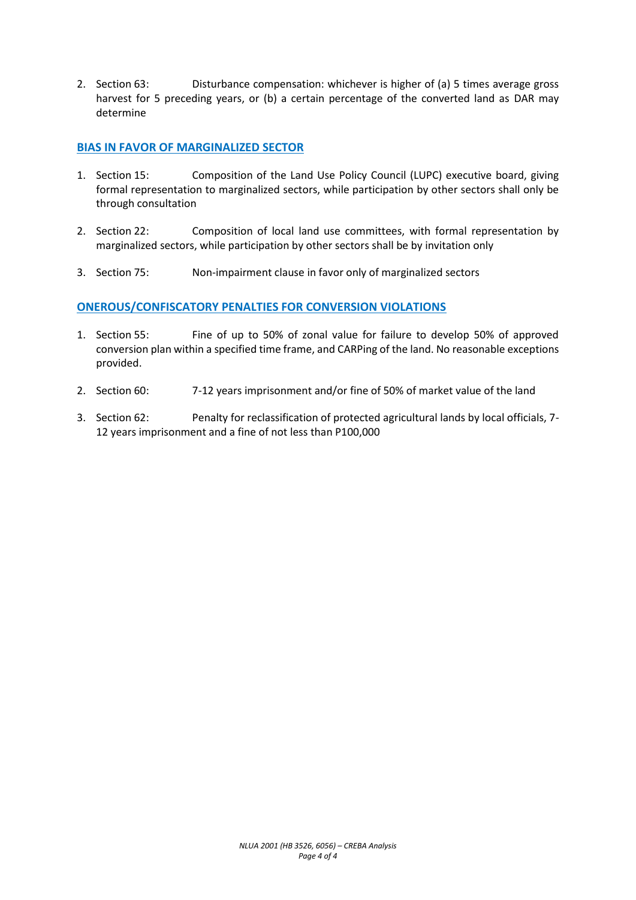2. Section 63: Disturbance compensation: whichever is higher of (a) 5 times average gross harvest for 5 preceding years, or (b) a certain percentage of the converted land as DAR may determine

## BIAS IN FAVOR OF MARGINALIZED SECTOR

1. Section 15: Composition of the Land Use Policy Council (LUPC) executive board, giving formal representation to marginalized sectors, while participation by other sectors shall only be through consultation

2. Section 22: Composition of local land use committees, with formal representation by marginalized sectors, while participation by other sectors shall be by invitation only

3. Section 75: Non-impairment clause in favor only of marginalized sectors

## ONEROUS/CONFISCATORY PENALTIES FOR CONVERSION VIOLATIONS

1. Section 55: Fine of up to 50% of zonal value for failure to develop 50% of approved conversion plan within a specified time frame, and CARPing of the land. No reasonable exceptions provided.

2. Section 60: 7-12 years imprisonment and/or fine of 50% of market value of the land

3. Section 62: Penalty for reclassification of protected agricultural lands by local officials, 7-12 years imprisonment and a fine of not less than P100,000